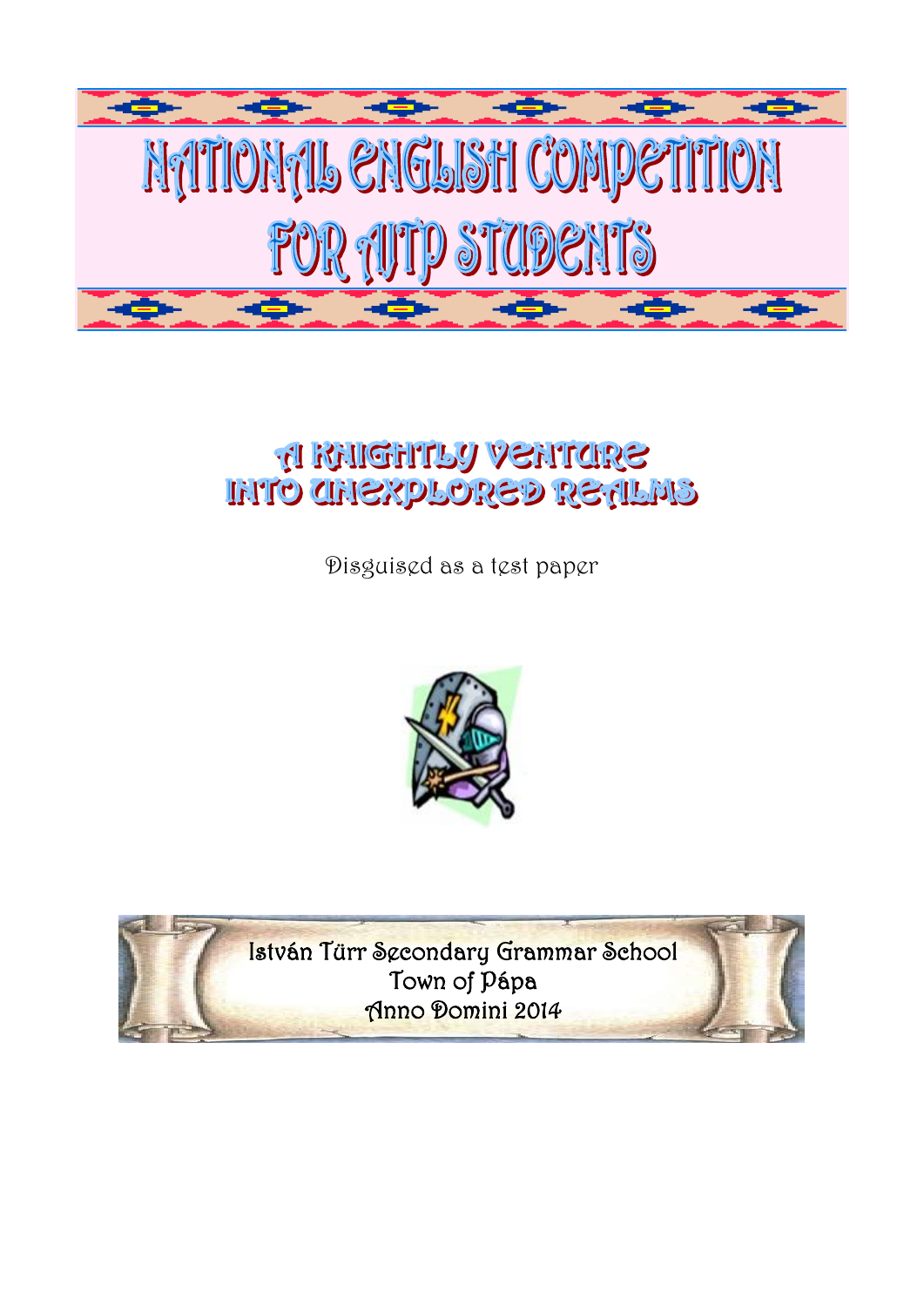# NATIONAL ENGLISH COMPETITION FOR AJTP STUDENTS

## A KNIGHTLY VENTURE INTO UNEXPLORED REALMS

Disguised as a test paper

István Türr Secondary Grammar School
Town of Pápa
Anno Domini 2014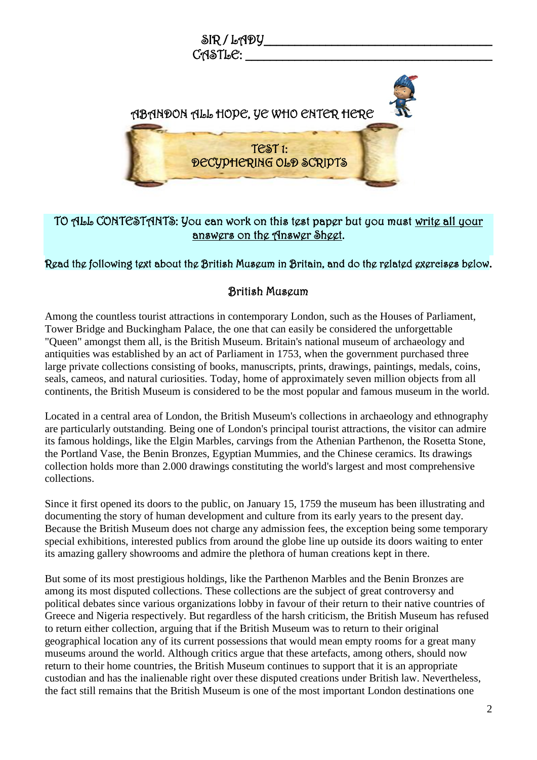SIR / LADY\_\_\_\_\_\_\_\_\_\_\_\_\_\_\_\_\_\_\_\_\_\_\_\_\_\_\_\_\_\_\_\_\_\_\_\_\_\_\_\_\_\_\_\_\_\_\_\_

CASTLE: \_\_\_\_\_\_\_\_\_\_\_\_\_\_\_\_\_\_\_\_\_\_\_\_\_\_\_\_\_\_\_\_\_\_\_\_\_\_\_\_\_\_\_\_\_\_\_\_

ABANDON ALL HOPE, YE WHO ENTER HERE

# TEST 1: DECYPHERING OLD SCRIPTS

TO ALL CONTESTANTS: You can work on this test paper but you must write all your answers on the Answer Sheet.

Read the following text about the British Museum in Britain, and do the related exercises below.

## British Museum

Among the countless tourist attractions in contemporary London, such as the Houses of Parliament, Tower Bridge and Buckingham Palace, the one that can easily be considered the unforgettable "Queen" amongst them all, is the British Museum. Britain's national museum of archaeology and antiquities was established by an act of Parliament in 1753, when the government purchased three large private collections consisting of books, manuscripts, prints, drawings, paintings, medals, coins, seals, cameos, and natural curiosities. Today, home of approximately seven million objects from all continents, the British Museum is considered to be the most popular and famous museum in the world.

Located in a central area of London, the British Museum's collections in archaeology and ethnography are particularly outstanding. Being one of London's principal tourist attractions, the visitor can admire its famous holdings, like the Elgin Marbles, carvings from the Athenian Parthenon, the Rosetta Stone, the Portland Vase, the Benin Bronzes, Egyptian Mummies, and the Chinese ceramics. Its drawings collection holds more than 2.000 drawings constituting the world's largest and most comprehensive collections.

Since it first opened its doors to the public, on January 15, 1759 the museum has been illustrating and documenting the story of human development and culture from its early years to the present day. Because the British Museum does not charge any admission fees, the exception being some temporary special exhibitions, interested publics from around the globe line up outside its doors waiting to enter its amazing gallery showrooms and admire the plethora of human creations kept in there.

But some of its most prestigious holdings, like the Parthenon Marbles and the Benin Bronzes are among its most disputed collections. These collections are the subject of great controversy and political debates since various organizations lobby in favour of their return to their native countries of Greece and Nigeria respectively. But regardless of the harsh criticism, the British Museum has refused to return either collection, arguing that if the British Museum was to return to their original geographical location any of its current possessions that would mean empty rooms for a great many museums around the world. Although critics argue that these artefacts, among others, should now return to their home countries, the British Museum continues to support that it is an appropriate custodian and has the inalienable right over these disputed creations under British law. Nevertheless, the fact still remains that the British Museum is one of the most important London destinations one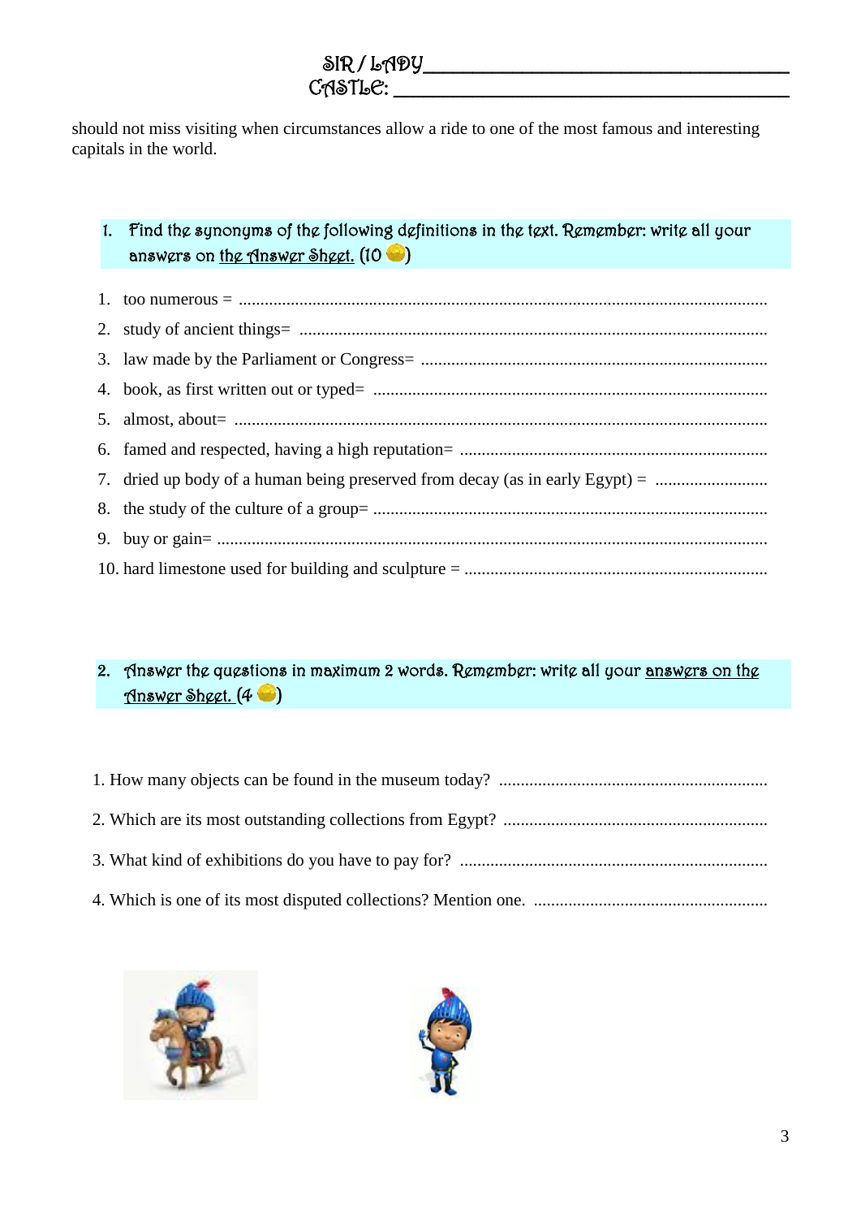SIR / LADY\_\_\_\_\_\_\_\_\_\_\_\_\_\_\_\_\_\_\_\_\_\_\_\_\_\_\_\_\_\_\_\_\_\_\_
CASTLE: \_\_\_\_\_\_\_\_\_\_\_\_\_\_\_\_\_\_\_\_\_\_\_\_\_\_\_\_\_\_\_\_\_\_\_\_\_

should not miss visiting when circumstances allow a ride to one of the most famous and interesting capitals in the world.

**1. Find the synonyms of the following definitions in the text. Remember: write all your answers on the Answer Sheet. (10 )**

1. too numerous = ..........................................................................................................
2. study of ancient things= ............................................................................................
3. law made by the Parliament or Congress= ................................................................
4. book, as first written out or typed= ...........................................................................
5. almost, about= ..........................................................................................................
6. famed and respected, having a high reputation= .......................................................
7. dried up body of a human being preserved from decay (as in early Egypt) = ..........................
8. the study of the culture of a group= ...........................................................................
9. buy or gain= ..............................................................................................................
10. hard limestone used for building and sculpture = ......................................................

**2. Answer the questions in maximum 2 words. Remember: write all your answers on the Answer Sheet. (4 )**

1. How many objects can be found in the museum today? ..............................................................

2. Which are its most outstanding collections from Egypt? .............................................................

3. What kind of exhibitions do you have to pay for? .......................................................................

4. Which is one of its most disputed collections? Mention one. ......................................................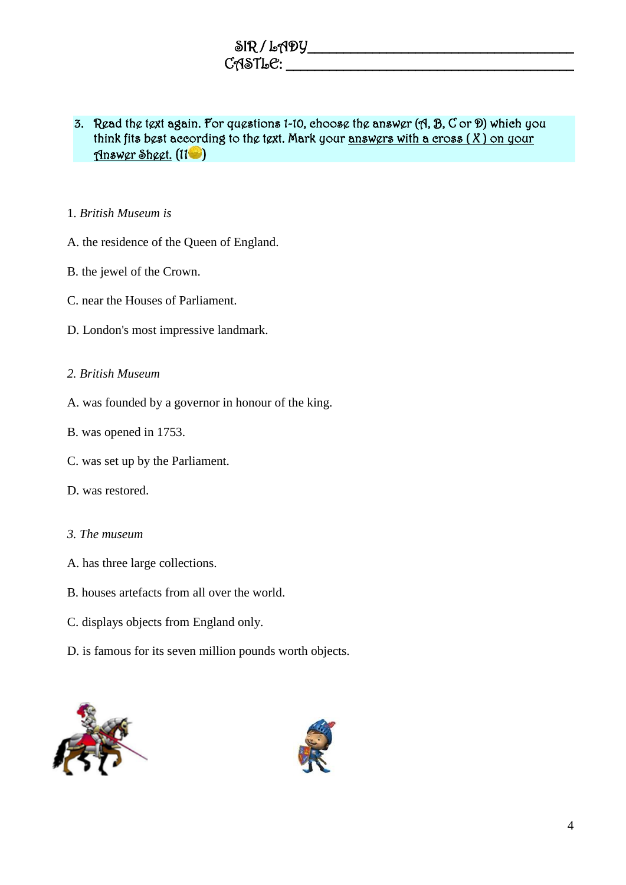SIR / LADY_______________________________________
CASTLE: __________________________________________

3. Read the text again. For questions 1-10, choose the answer (A, B, C or D) which you think fits best according to the text. Mark your answers with a cross ( X ) on your Answer Sheet. (11)

1. *British Museum is*

A. the residence of the Queen of England.

B. the jewel of the Crown.

C. near the Houses of Parliament.

D. London's most impressive landmark.

*2. British Museum*

A. was founded by a governor in honour of the king.

B. was opened in 1753.

C. was set up by the Parliament.

D. was restored.

*3. The museum*

A. has three large collections.

B. houses artefacts from all over the world.

C. displays objects from England only.

D. is famous for its seven million pounds worth objects.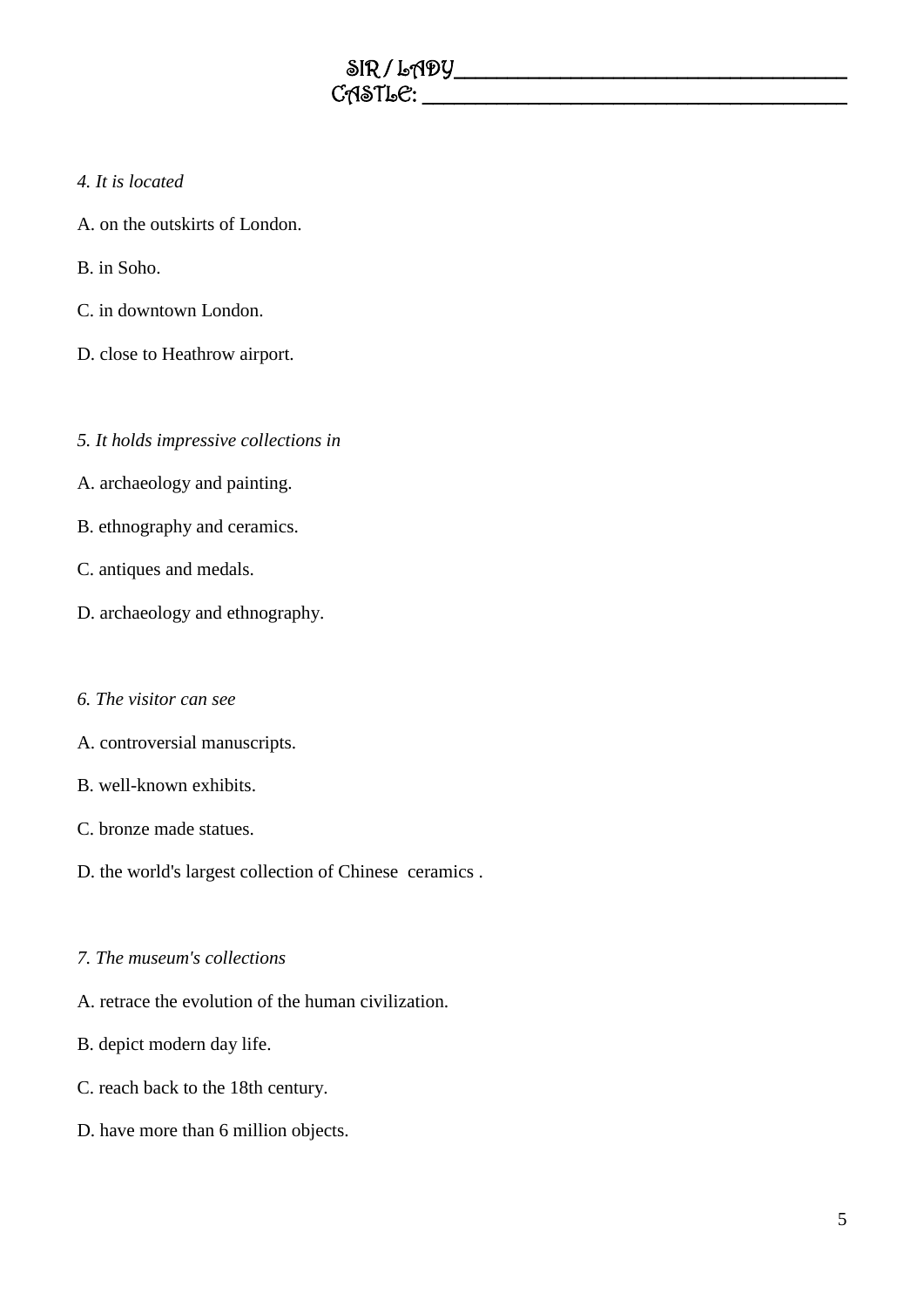SIR / LADY\_\_\_\_\_\_\_\_\_\_\_\_\_\_\_\_\_\_\_\_\_\_\_\_\_\_\_\_\_\_\_\_\_\_\_\_

CASTLE: \_\_\_\_\_\_\_\_\_\_\_\_\_\_\_\_\_\_\_\_\_\_\_\_\_\_\_\_\_\_\_\_\_\_\_\_\_

*4. It is located*

A. on the outskirts of London.

B. in Soho.

C. in downtown London.

D. close to Heathrow airport.

*5. It holds impressive collections in*

A. archaeology and painting.

B. ethnography and ceramics.

C. antiques and medals.

D. archaeology and ethnography.

*6. The visitor can see*

A. controversial manuscripts.

B. well-known exhibits.

C. bronze made statues.

D. the world's largest collection of Chinese ceramics .

*7. The museum's collections*

A. retrace the evolution of the human civilization.

B. depict modern day life.

C. reach back to the 18th century.

D. have more than 6 million objects.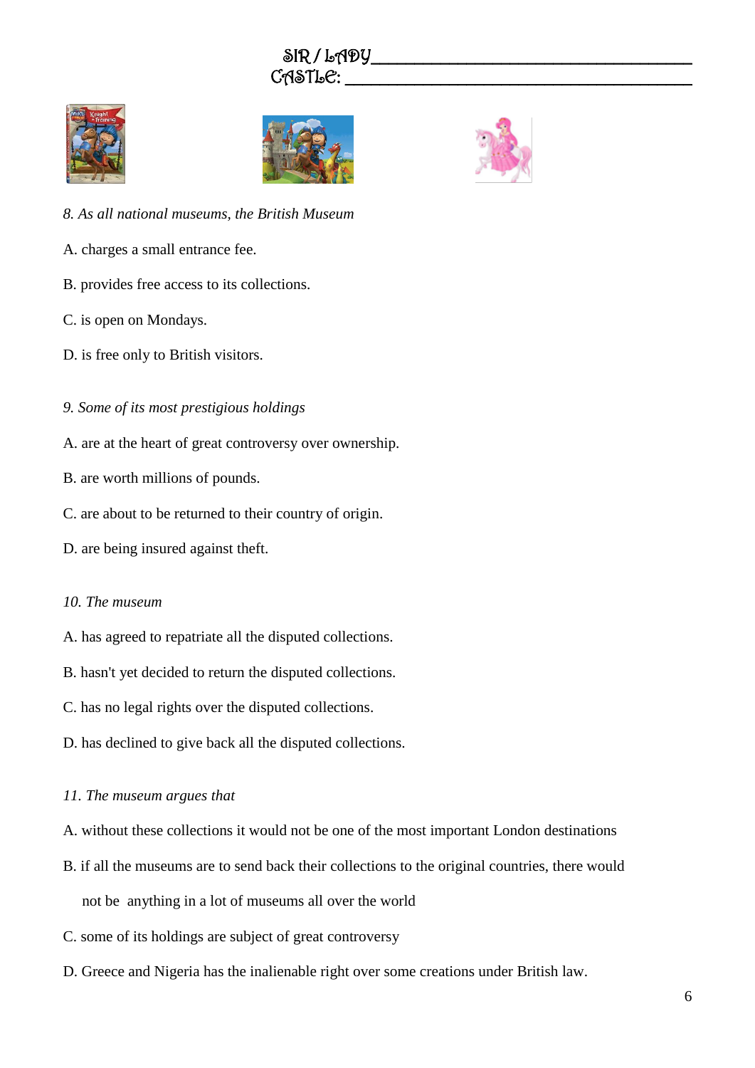SIR / LADY___________________________________
CASTLE: ____________________________________

*8. As all national museums, the British Museum*

A. charges a small entrance fee.

B. provides free access to its collections.

C. is open on Mondays.

D. is free only to British visitors.

*9. Some of its most prestigious holdings*

A. are at the heart of great controversy over ownership.

B. are worth millions of pounds.

C. are about to be returned to their country of origin.

D. are being insured against theft.

*10. The museum*

A. has agreed to repatriate all the disputed collections.

B. hasn't yet decided to return the disputed collections.

C. has no legal rights over the disputed collections.

D. has declined to give back all the disputed collections.

*11. The museum argues that*

A. without these collections it would not be one of the most important London destinations

B. if all the museums are to send back their collections to the original countries, there would not be anything in a lot of museums all over the world

C. some of its holdings are subject of great controversy

D. Greece and Nigeria has the inalienable right over some creations under British law.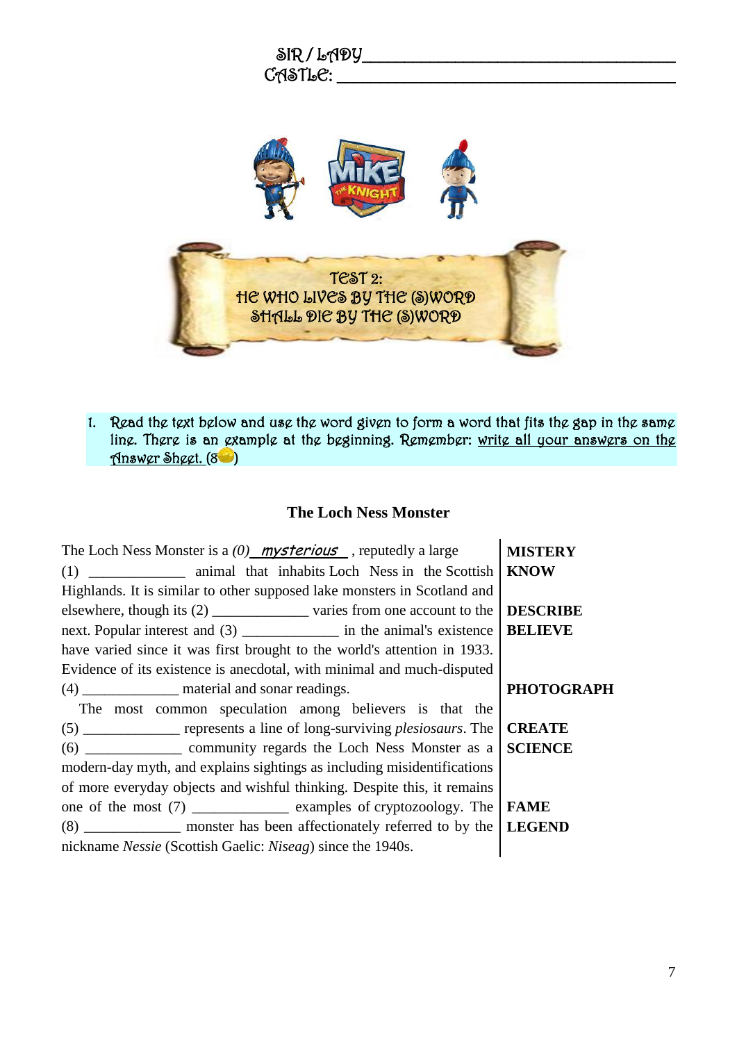SIR / LADY_________________________________

CASTLE: ___________________________________

TEST 2:
HE WHO LIVES BY THE (S)WORD
SHALL DIE BY THE (S)WORD

1. Read the text below and use the word given to form a word that fits the gap in the same line. There is an example at the beginning. Remember: write all your answers on the Answer Sheet. (8)

## The Loch Ness Monster

| | |
|---|---|
| The Loch Ness Monster is a *(0)* *mysterious* , reputedly a large | **MISTERY** |
| (1) _____________ animal that inhabits Loch Ness in the Scottish | **KNOW** |
| Highlands. It is similar to other supposed lake monsters in Scotland and | |
| elsewhere, though its (2) _____________ varies from one account to the | **DESCRIBE** |
| next. Popular interest and (3) _____________ in the animal's existence | **BELIEVE** |
| have varied since it was first brought to the world's attention in 1933. | |
| Evidence of its existence is anecdotal, with minimal and much-disputed | |
| (4) _____________ material and sonar readings. | **PHOTOGRAPH** |
| The most common speculation among believers is that the | |
| (5) _____________ represents a line of long-surviving *plesiosaurs*. The | **CREATE** |
| (6) _____________ community regards the Loch Ness Monster as a | **SCIENCE** |
| modern-day myth, and explains sightings as including misidentifications | |
| of more everyday objects and wishful thinking. Despite this, it remains | |
| one of the most (7) _____________ examples of cryptozoology. The | **FAME** |
| (8) _____________ monster has been affectionately referred to by the | **LEGEND** |
| nickname *Nessie* (Scottish Gaelic: *Niseag*) since the 1940s. | |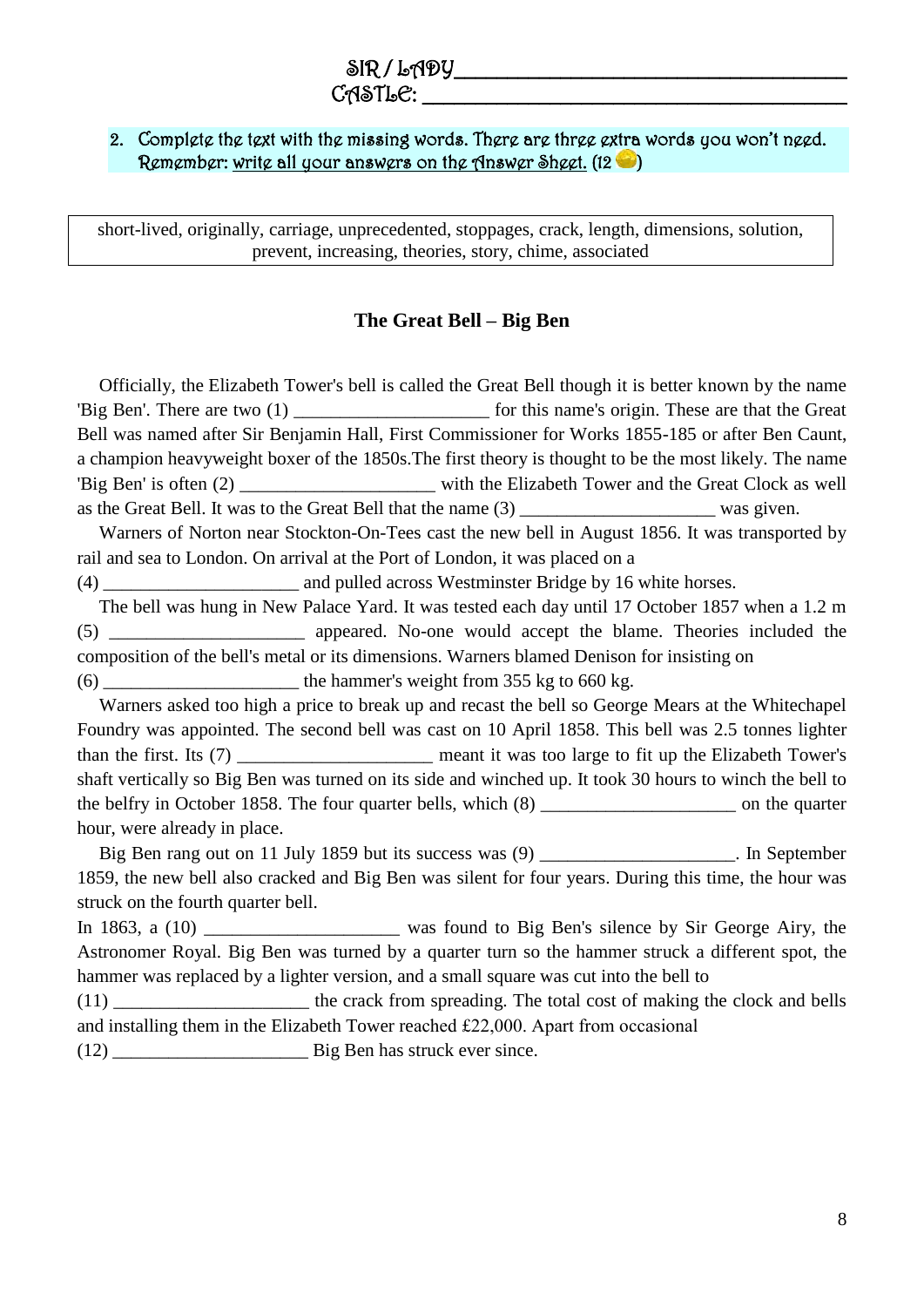SIR / LADY___________________________________

CASTLE: ___________________________________

2. Complete the text with the missing words. There are three extra words you won't need. Remember: write all your answers on the Answer Sheet. (12 )

| short-lived, originally, carriage, unprecedented, stoppages, crack, length, dimensions, solution, prevent, increasing, theories, story, chime, associated |
|---|

## The Great Bell – Big Ben

Officially, the Elizabeth Tower's bell is called the Great Bell though it is better known by the name 'Big Ben'. There are two (1) _____________________ for this name's origin. These are that the Great Bell was named after Sir Benjamin Hall, First Commissioner for Works 1855-185 or after Ben Caunt, a champion heavyweight boxer of the 1850s.The first theory is thought to be the most likely. The name 'Big Ben' is often (2) _____________________ with the Elizabeth Tower and the Great Clock as well as the Great Bell. It was to the Great Bell that the name (3) _____________________ was given.

Warners of Norton near Stockton-On-Tees cast the new bell in August 1856. It was transported by rail and sea to London. On arrival at the Port of London, it was placed on a (4) _____________________ and pulled across Westminster Bridge by 16 white horses.

The bell was hung in New Palace Yard. It was tested each day until 17 October 1857 when a 1.2 m (5) _____________________ appeared. No-one would accept the blame. Theories included the composition of the bell's metal or its dimensions. Warners blamed Denison for insisting on (6) _____________________ the hammer's weight from 355 kg to 660 kg.

Warners asked too high a price to break up and recast the bell so George Mears at the Whitechapel Foundry was appointed. The second bell was cast on 10 April 1858. This bell was 2.5 tonnes lighter than the first. Its (7) _____________________ meant it was too large to fit up the Elizabeth Tower's shaft vertically so Big Ben was turned on its side and winched up. It took 30 hours to winch the bell to the belfry in October 1858. The four quarter bells, which (8) _____________________ on the quarter hour, were already in place.

Big Ben rang out on 11 July 1859 but its success was (9) _____________________. In September 1859, the new bell also cracked and Big Ben was silent for four years. During this time, the hour was struck on the fourth quarter bell.

In 1863, a (10) _____________________ was found to Big Ben's silence by Sir George Airy, the Astronomer Royal. Big Ben was turned by a quarter turn so the hammer struck a different spot, the hammer was replaced by a lighter version, and a small square was cut into the bell to (11) _____________________ the crack from spreading. The total cost of making the clock and bells and installing them in the Elizabeth Tower reached £22,000. Apart from occasional (12) _____________________ Big Ben has struck ever since.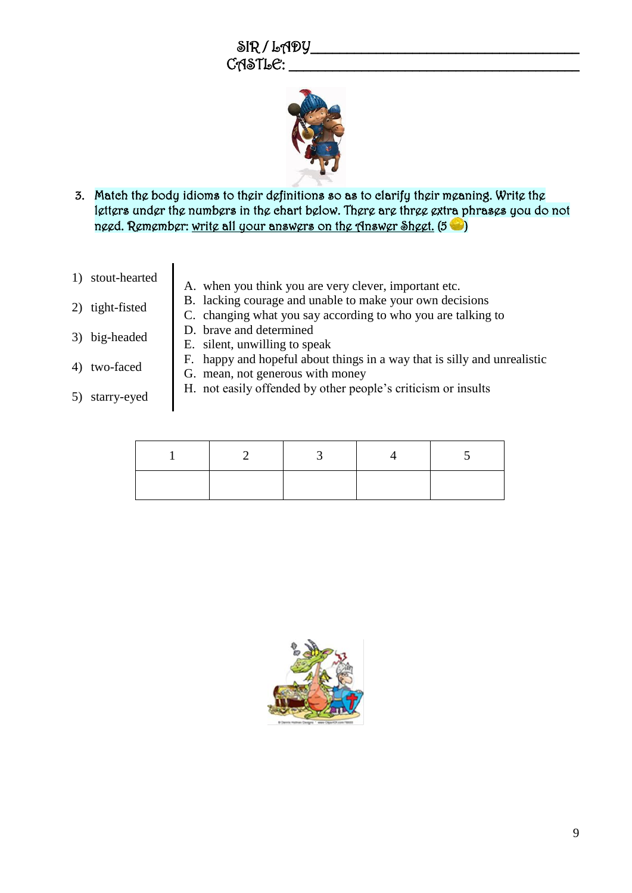SIR / LADY_______________________________

CASTLE: _________________________________

3. Match the body idioms to their definitions so as to clarify their meaning. Write the letters under the numbers in the chart below. There are three extra phrases you do not need. Remember: write all your answers on the Answer Sheet. (5 )

1) stout-hearted

2) tight-fisted

3) big-headed

4) two-faced

5) starry-eyed

A. when you think you are very clever, important etc.
B. lacking courage and unable to make your own decisions
C. changing what you say according to who you are talking to
D. brave and determined
E. silent, unwilling to speak
F. happy and hopeful about things in a way that is silly and unrealistic
G. mean, not generous with money
H. not easily offended by other people's criticism or insults

| 1 | 2 | 3 | 4 | 5 |
|---|---|---|---|---|
| | | | | |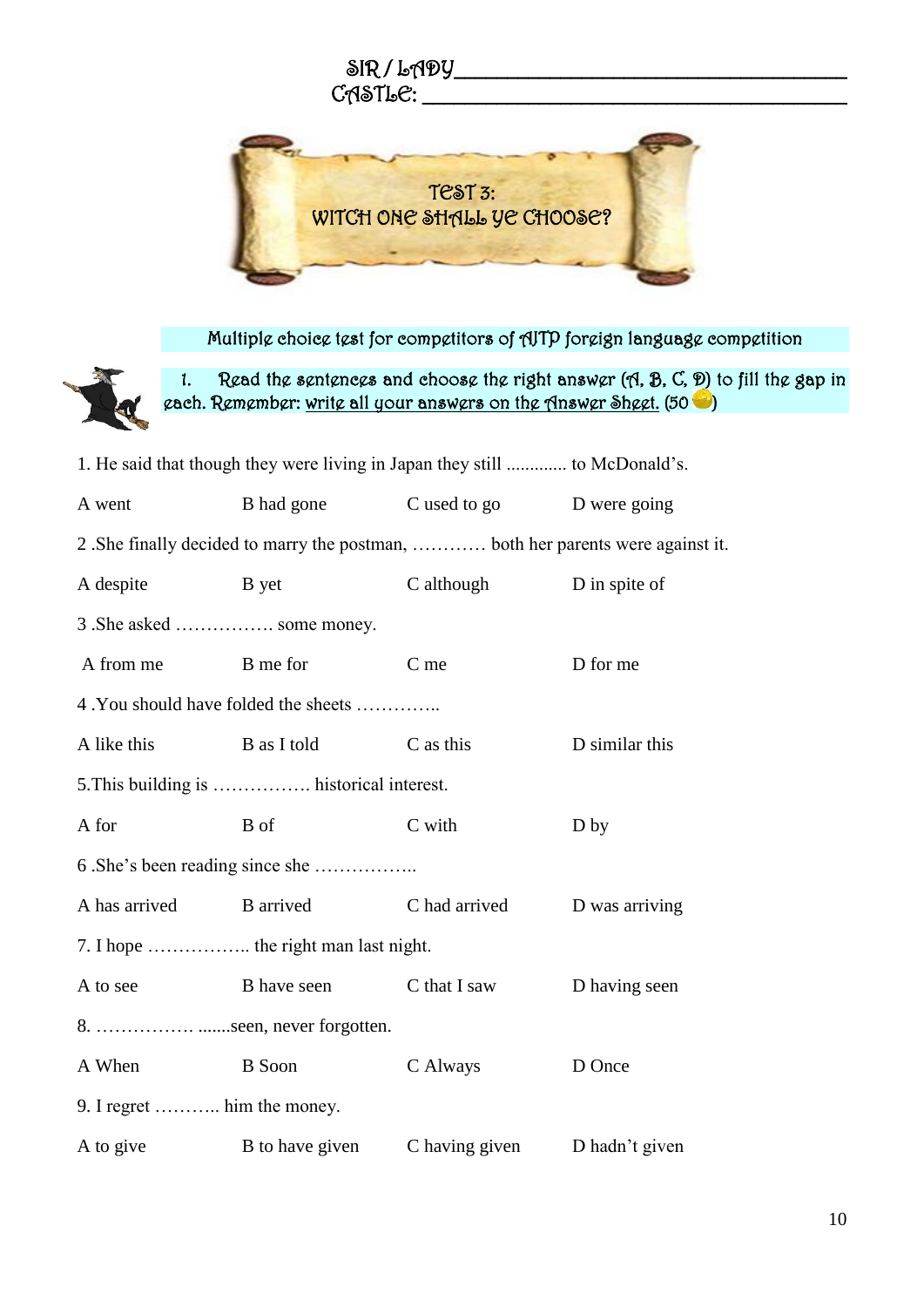SIR / LADY_______________________________________

CASTLE: _________________________________________

# TEST 3:
# WITCH ONE SHALL YE CHOOSE?

Multiple choice test for competitors of AJTP foreign language competition

1. Read the sentences and choose the right answer (A, B, C, D) to fill the gap in each. Remember: write all your answers on the Answer Sheet. (50 )

1. He said that though they were living in Japan they still ............. to McDonald's.

A went B had gone C used to go D were going

2 .She finally decided to marry the postman, ………… both her parents were against it.

A despite B yet C although D in spite of

3 .She asked ……………. some money.

A from me B me for C me D for me

4 .You should have folded the sheets …………..

A like this B as I told C as this D similar this

5.This building is ……………. historical interest.

A for B of C with D by

6 .She's been reading since she ……………..

A has arrived B arrived C had arrived D was arriving

7. I hope …………….. the right man last night.

A to see B have seen C that I saw D having seen

8. ……………. .......seen, never forgotten.

A When B Soon C Always D Once

9. I regret ……….. him the money.

A to give B to have given C having given D hadn't given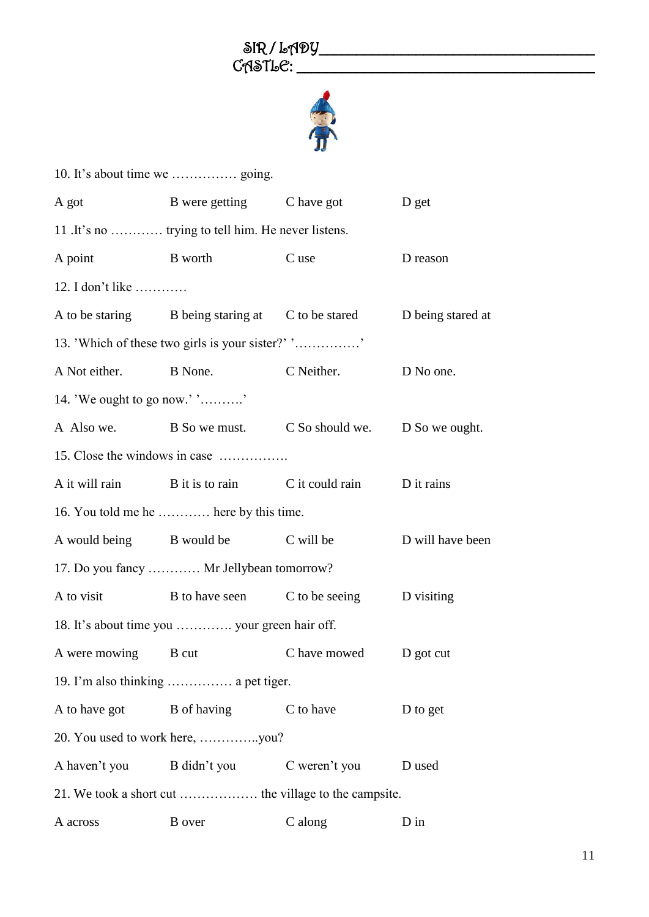SIR / LADY________________________________________

CASTLE: __________________________________________

10. It's about time we …………… going.

A got B were getting C have got D get

11 .It's no ………… trying to tell him. He never listens.

A point B worth C use D reason

12. I don't like …………

A to be staring B being staring at C to be stared D being stared at

13. 'Which of these two girls is your sister?' '……………'

A Not either. B None. C Neither. D No one.

14. 'We ought to go now.' '……….'

A Also we. B So we must. C So should we. D So we ought.

15. Close the windows in case …………….

A it will rain B it is to rain C it could rain D it rains

16. You told me he ………… here by this time.

A would being B would be C will be D will have been

17. Do you fancy ………… Mr Jellybean tomorrow?

A to visit B to have seen C to be seeing D visiting

18. It's about time you …………. your green hair off.

A were mowing B cut C have mowed D got cut

19. I'm also thinking …………… a pet tiger.

A to have got B of having C to have D to get

20. You used to work here, …………..you?

A haven't you B didn't you C weren't you D used

21. We took a short cut ……………… the village to the campsite.

A across B over C along D in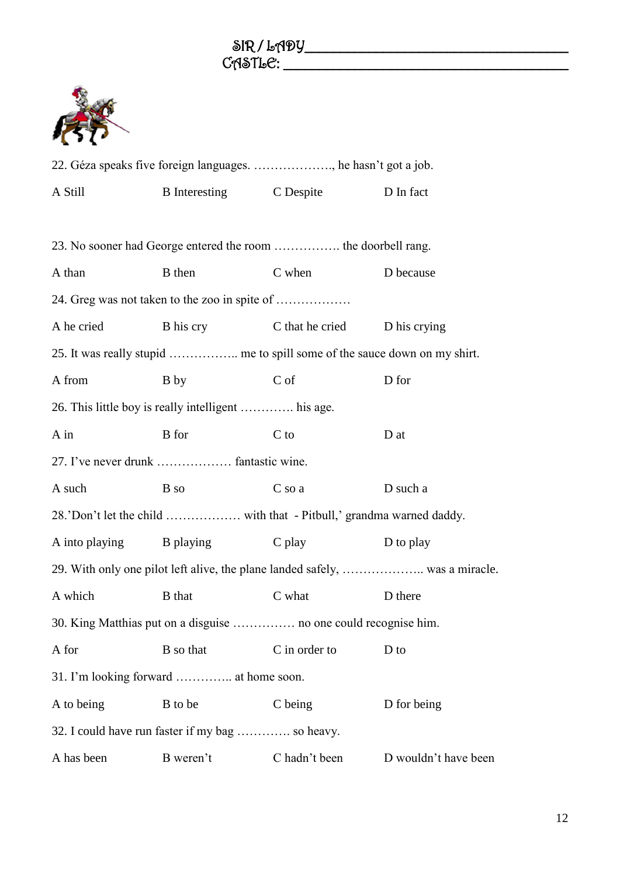SIR / LADY___________________________________

CASTLE: ______________________________________

22. Géza speaks five foreign languages. ………………., he hasn't got a job.

A Still B Interesting C Despite D In fact

23. No sooner had George entered the room ……………. the doorbell rang.

A than B then C when D because

24. Greg was not taken to the zoo in spite of ………………

A he cried B his cry C that he cried D his crying

25. It was really stupid …………….. me to spill some of the sauce down on my shirt.

A from B by C of D for

26. This little boy is really intelligent …………. his age.

A in B for C to D at

27. I've never drunk ……………… fantastic wine.

A such B so C so a D such a

28.'Don't let the child ……………… with that - Pitbull,' grandma warned daddy.

A into playing B playing C play D to play

29. With only one pilot left alive, the plane landed safely, ……………….. was a miracle.

A which B that C what D there

30. King Matthias put on a disguise …………… no one could recognise him.

A for B so that C in order to D to

31. I'm looking forward ………….. at home soon.

A to being B to be C being D for being

32. I could have run faster if my bag …………. so heavy.

A has been B weren't C hadn't been D wouldn't have been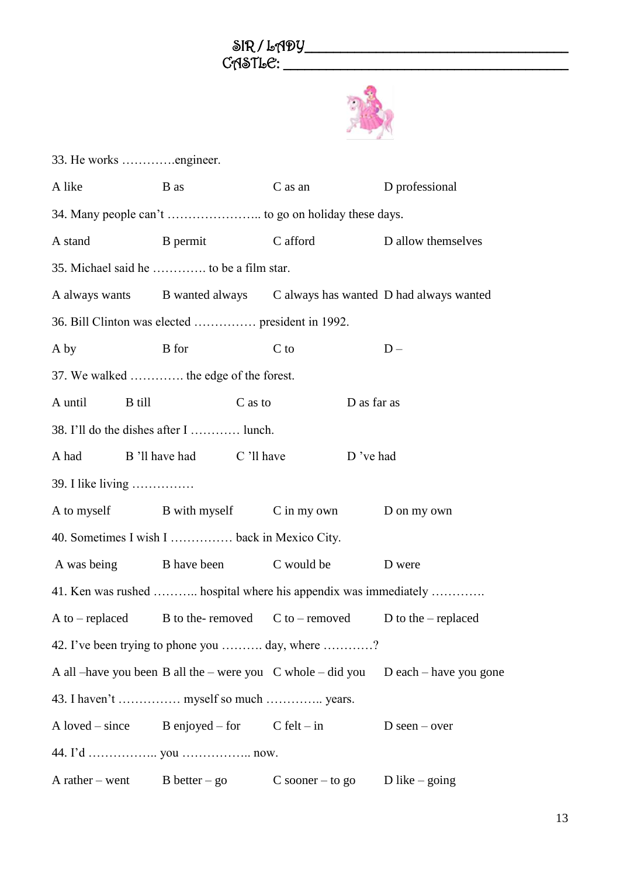SIR / LADY___________________________________

CASTLE: ______________________________________

33. He works ………….engineer.

A like B as C as an D professional

34. Many people can't ………………….. to go on holiday these days.

A stand B permit C afford D allow themselves

35. Michael said he …………. to be a film star.

A always wants B wanted always C always has wanted D had always wanted

36. Bill Clinton was elected …………… president in 1992.

A by B for C to D –

37. We walked …………. the edge of the forest.

A until B till C as to D as far as

38. I'll do the dishes after I ………… lunch.

A had B 'll have had C 'll have D 've had

39. I like living ……………

A to myself B with myself C in my own D on my own

40. Sometimes I wish I …………… back in Mexico City.

A was being B have been C would be D were

41. Ken was rushed ……….. hospital where his appendix was immediately ………….

A to – replaced B to the- removed C to – removed D to the – replaced

42. I've been trying to phone you ………. day, where …………?

A all –have you been B all the – were you C whole – did you D each – have you gone

43. I haven't …………… myself so much ………….. years.

A loved – since B enjoyed – for C felt – in D seen – over

44. I'd …………….. you …………….. now.

A rather – went B better – go C sooner – to go D like – going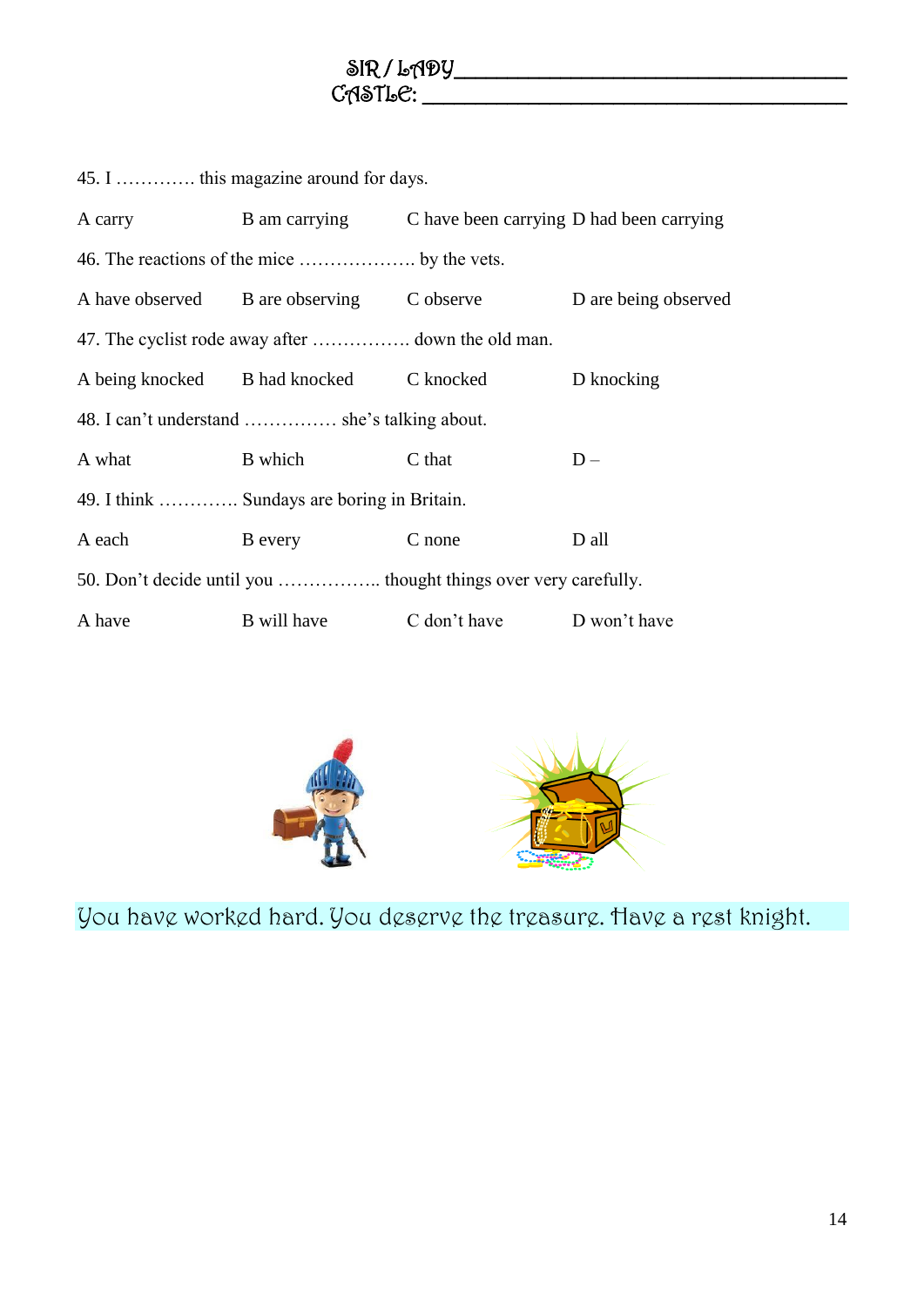SIR / LADY\_\_\_\_\_\_\_\_\_\_\_\_\_\_\_\_\_\_\_\_\_\_\_\_\_\_\_\_\_\_\_\_\_\_\_\_\_\_

CASTLE: \_\_\_\_\_\_\_\_\_\_\_\_\_\_\_\_\_\_\_\_\_\_\_\_\_\_\_\_\_\_\_\_\_\_\_\_\_\_\_

45. I …………. this magazine around for days.

A carry B am carrying C have been carrying D had been carrying

46. The reactions of the mice ………………. by the vets.

A have observed B are observing C observe D are being observed

47. The cyclist rode away after ……………. down the old man.

A being knocked B had knocked C knocked D knocking

48. I can't understand …………… she's talking about.

A what B which C that D –

49. I think …………. Sundays are boring in Britain.

A each B every C none D all

50. Don't decide until you …………….. thought things over very carefully.

A have B will have C don't have D won't have

You have worked hard. You deserve the treasure. Have a rest knight.